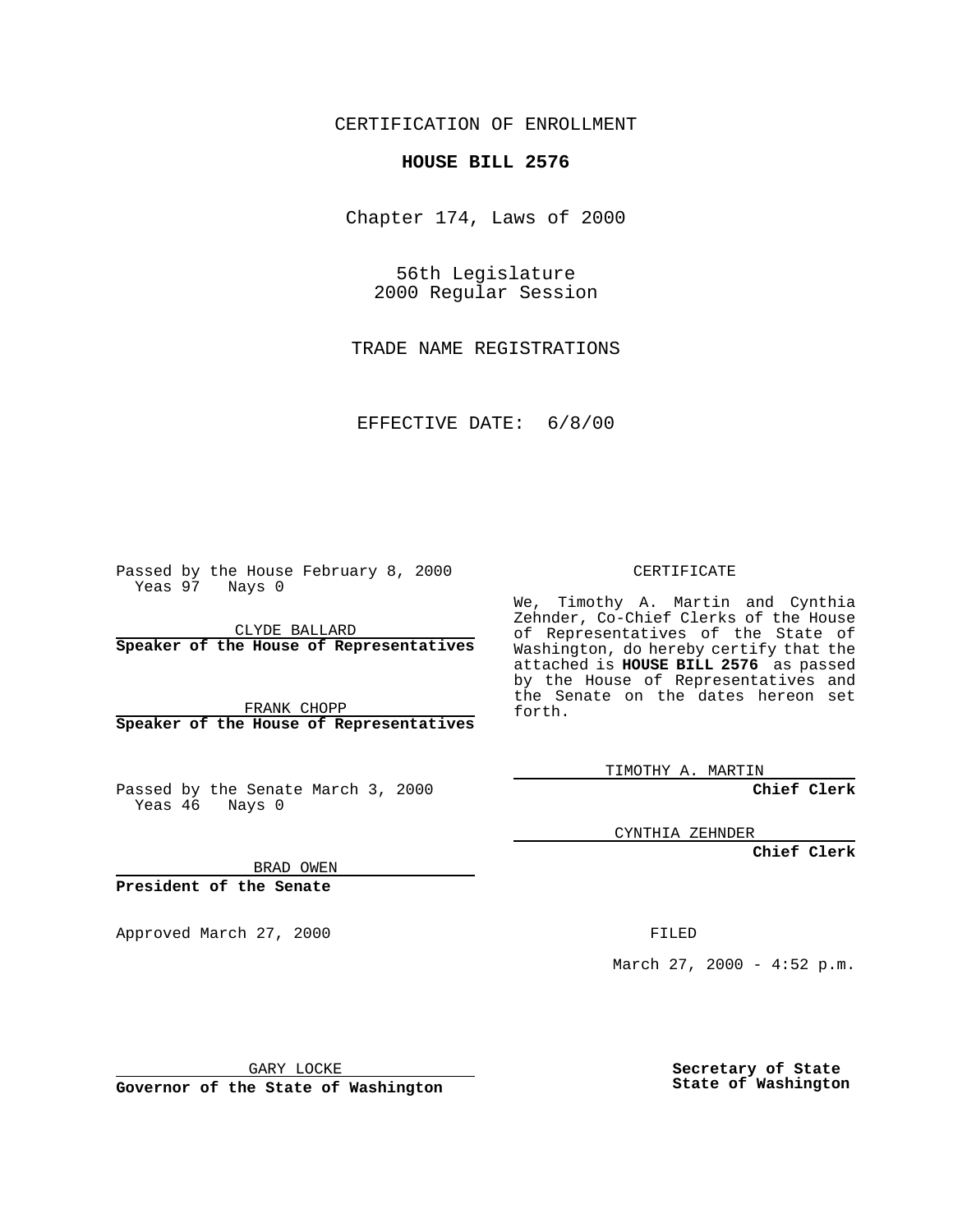CERTIFICATION OF ENROLLMENT

**HOUSE BILL 2576**

Chapter 174, Laws of 2000

56th Legislature
2000 Regular Session

TRADE NAME REGISTRATIONS

EFFECTIVE DATE: 6/8/00

Passed by the House February 8, 2000
Yeas 97 Nays 0

CLYDE BALLARD
**Speaker of the House of Representatives**

FRANK CHOPP
**Speaker of the House of Representatives**

Passed by the Senate March 3, 2000
Yeas 46 Nays 0

BRAD OWEN
**President of the Senate**

Approved March 27, 2000

GARY LOCKE
**Governor of the State of Washington**

CERTIFICATE

We, Timothy A. Martin and Cynthia Zehnder, Co-Chief Clerks of the House of Representatives of the State of Washington, do hereby certify that the attached is **HOUSE BILL 2576** as passed by the House of Representatives and the Senate on the dates hereon set forth.

TIMOTHY A. MARTIN
**Chief Clerk**

CYNTHIA ZEHNDER
**Chief Clerk**

FILED

March 27, 2000 - 4:52 p.m.

**Secretary of State**
**State of Washington**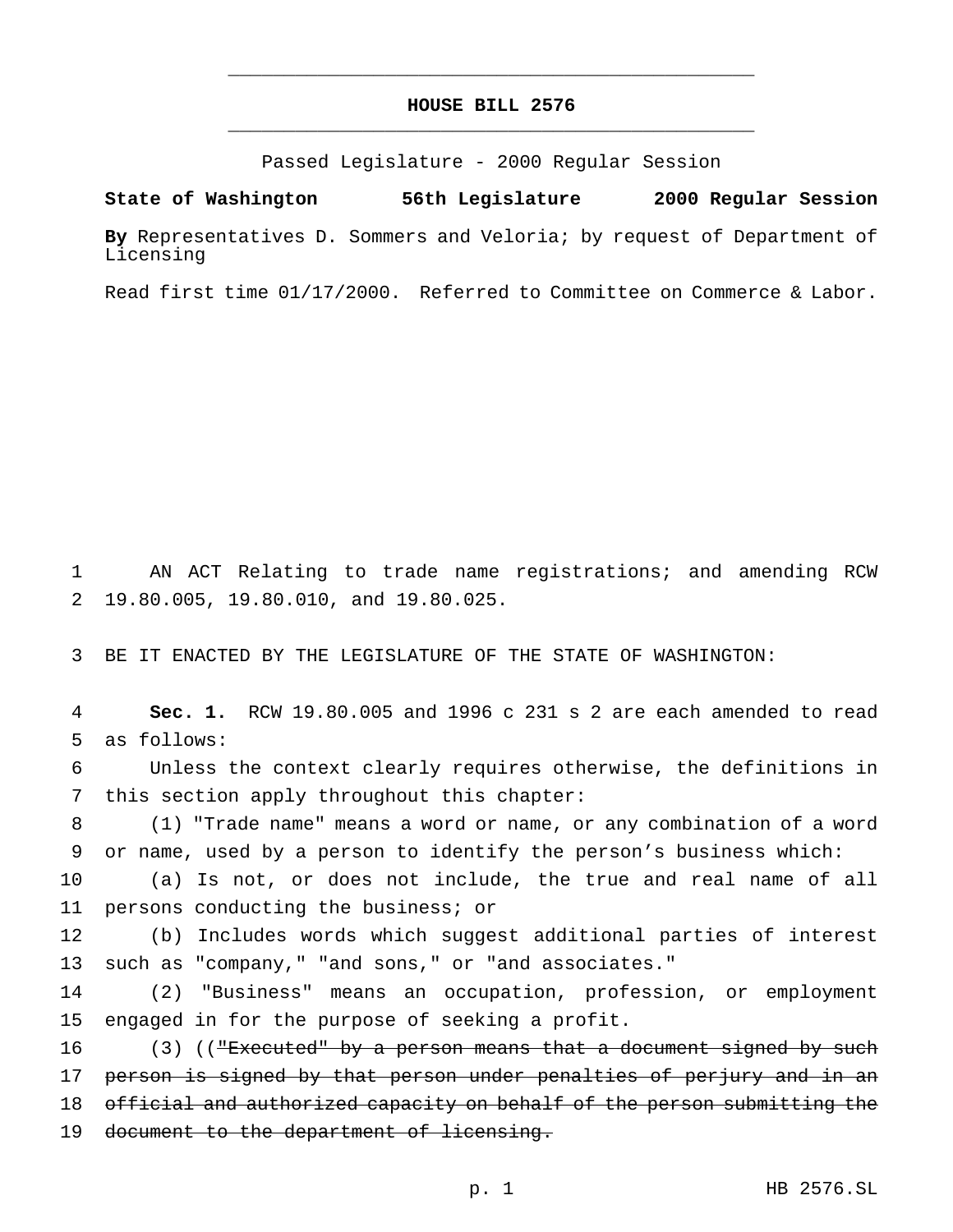# HOUSE BILL 2576

Passed Legislature - 2000 Regular Session

**State of Washington 56th Legislature 2000 Regular Session**

**By** Representatives D. Sommers and Veloria; by request of Department of Licensing

Read first time 01/17/2000. Referred to Committee on Commerce & Labor.

AN ACT Relating to trade name registrations; and amending RCW 19.80.005, 19.80.010, and 19.80.025.

BE IT ENACTED BY THE LEGISLATURE OF THE STATE OF WASHINGTON:

**Sec. 1.** RCW 19.80.005 and 1996 c 231 s 2 are each amended to read as follows:

Unless the context clearly requires otherwise, the definitions in this section apply throughout this chapter:

(1) "Trade name" means a word or name, or any combination of a word or name, used by a person to identify the person's business which:

(a) Is not, or does not include, the true and real name of all persons conducting the business; or

(b) Includes words which suggest additional parties of interest such as "company," "and sons," or "and associates."

(2) "Business" means an occupation, profession, or employment engaged in for the purpose of seeking a profit.

(3) ((~~"Executed" by a person means that a document signed by such person is signed by that person under penalties of perjury and in an official and authorized capacity on behalf of the person submitting the document to the department of licensing.~~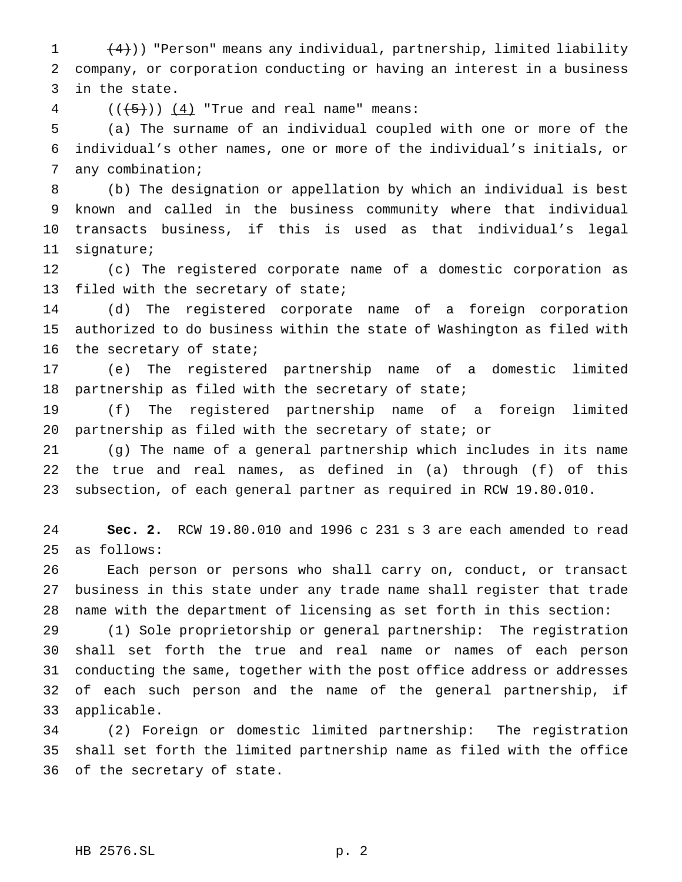((~~(4)~~)) "Person" means any individual, partnership, limited liability company, or corporation conducting or having an interest in a business in the state.

((~~(5)~~)) (4) "True and real name" means:

(a) The surname of an individual coupled with one or more of the individual's other names, one or more of the individual's initials, or any combination;

(b) The designation or appellation by which an individual is best known and called in the business community where that individual transacts business, if this is used as that individual's legal signature;

(c) The registered corporate name of a domestic corporation as filed with the secretary of state;

(d) The registered corporate name of a foreign corporation authorized to do business within the state of Washington as filed with the secretary of state;

(e) The registered partnership name of a domestic limited partnership as filed with the secretary of state;

(f) The registered partnership name of a foreign limited partnership as filed with the secretary of state; or

(g) The name of a general partnership which includes in its name the true and real names, as defined in (a) through (f) of this subsection, of each general partner as required in RCW 19.80.010.

**Sec. 2.** RCW 19.80.010 and 1996 c 231 s 3 are each amended to read as follows:

Each person or persons who shall carry on, conduct, or transact business in this state under any trade name shall register that trade name with the department of licensing as set forth in this section:

(1) Sole proprietorship or general partnership: The registration shall set forth the true and real name or names of each person conducting the same, together with the post office address or addresses of each such person and the name of the general partnership, if applicable.

(2) Foreign or domestic limited partnership: The registration shall set forth the limited partnership name as filed with the office of the secretary of state.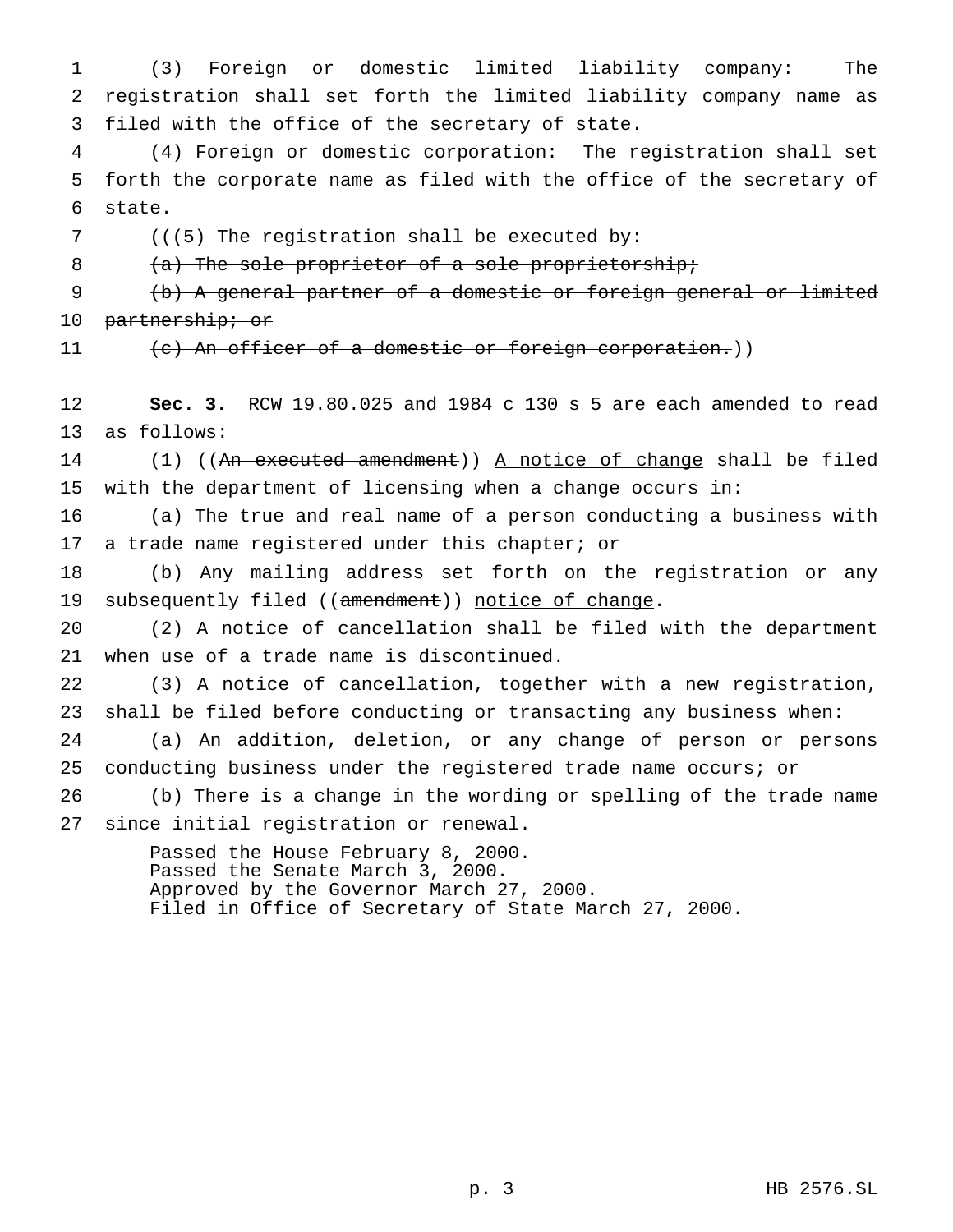(3) Foreign or domestic limited liability company: The registration shall set forth the limited liability company name as filed with the office of the secretary of state.

(4) Foreign or domestic corporation: The registration shall set forth the corporate name as filed with the office of the secretary of state.

(( ~~(5) The registration shall be executed by:~~

~~(a) The sole proprietor of a sole proprietorship;~~

~~(b) A general partner of a domestic or foreign general or limited partnership; or~~

~~(c) An officer of a domestic or foreign corporation.~~ ))

**Sec. 3.** RCW 19.80.025 and 1984 c 130 s 5 are each amended to read as follows:

(1) (( ~~An executed amendment~~ )) <u>A notice of change</u> shall be filed with the department of licensing when a change occurs in:

(a) The true and real name of a person conducting a business with a trade name registered under this chapter; or

(b) Any mailing address set forth on the registration or any subsequently filed (( ~~amendment~~ )) <u>notice of change</u>.

(2) A notice of cancellation shall be filed with the department when use of a trade name is discontinued.

(3) A notice of cancellation, together with a new registration, shall be filed before conducting or transacting any business when:

(a) An addition, deletion, or any change of person or persons conducting business under the registered trade name occurs; or

(b) There is a change in the wording or spelling of the trade name since initial registration or renewal.

Passed the House February 8, 2000.
Passed the Senate March 3, 2000.
Approved by the Governor March 27, 2000.
Filed in Office of Secretary of State March 27, 2000.